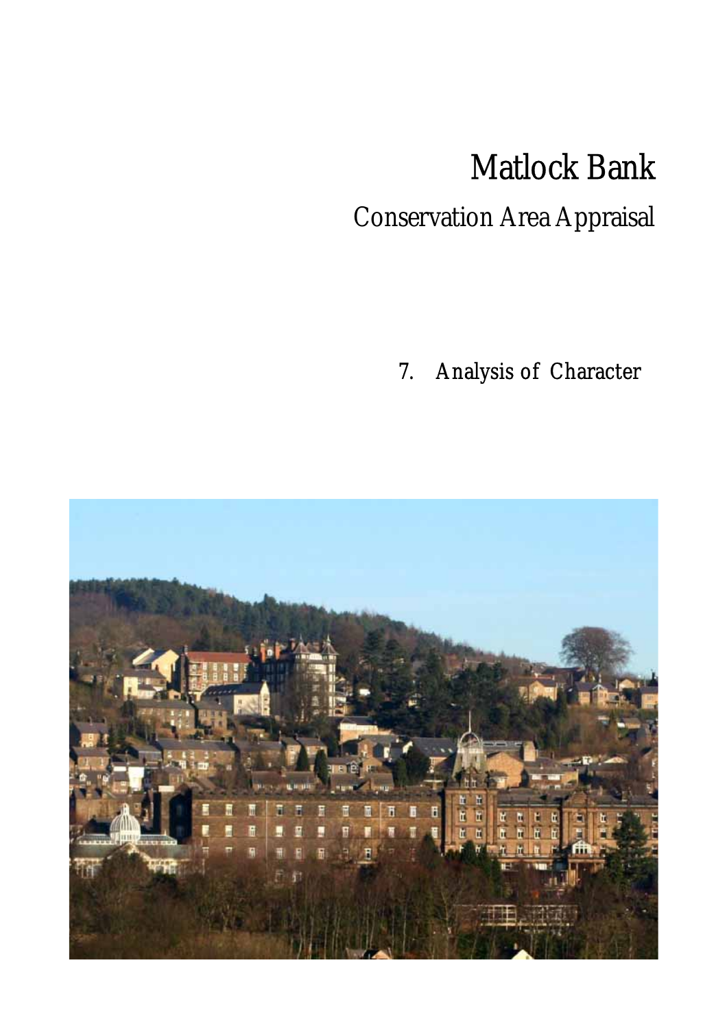# Matlock Bank

## Conservation Area Appraisal

### 7. Analysis of Character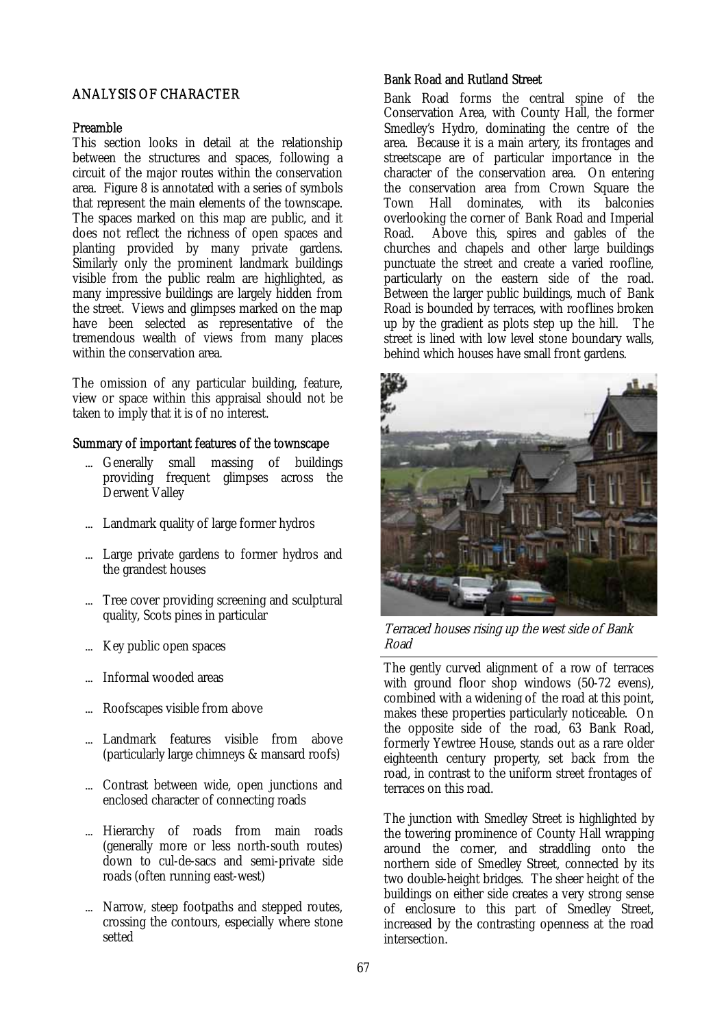## ANALYSIS OF CHARACTER

### Preamble

This section looks in detail at the relationship between the structures and spaces, following a circuit of the major routes within the conservation area. Figure 8 is annotated with a series of symbols that represent the main elements of the townscape. The spaces marked on this map are public, and it does not reflect the richness of open spaces and planting provided by many private gardens. Similarly only the prominent landmark buildings visible from the public realm are highlighted, as many impressive buildings are largely hidden from the street. Views and glimpses marked on the map have been selected as representative of the tremendous wealth of views from many places within the conservation area.

The omission of any particular building, feature, view or space within this appraisal should not be taken to imply that it is of no interest.

### Summary of important features of the townscape

- Generally small massing of buildings providing frequent glimpses across the Derwent Valley
- Landmark quality of large former hydros
- Large private gardens to former hydros and the grandest houses
- Tree cover providing screening and sculptural quality, Scots pines in particular
- Key public open spaces
- Informal wooded areas
- Roofscapes visible from above
- Landmark features visible from above (particularly large chimneys & mansard roofs)
- Contrast between wide, open junctions and enclosed character of connecting roads
- Hierarchy of roads from main roads (generally more or less north-south routes) down to cul-de-sacs and semi-private side roads (often running east-west)
- Narrow, steep footpaths and stepped routes, crossing the contours, especially where stone setted

### Bank Road and Rutland Street

Bank Road forms the central spine of the Conservation Area, with County Hall, the former Smedley's Hydro, dominating the centre of the area. Because it is a main artery, its frontages and streetscape are of particular importance in the character of the conservation area. On entering the conservation area from Crown Square the Town Hall dominates, with its balconies overlooking the corner of Bank Road and Imperial Road. Above this, spires and gables of the churches and chapels and other large buildings punctuate the street and create a varied roofline, particularly on the eastern side of the road. Between the larger public buildings, much of Bank Road is bounded by terraces, with rooflines broken up by the gradient as plots step up the hill. The street is lined with low level stone boundary walls, behind which houses have small front gardens.

*Terraced houses rising up the west side of Bank Road*

The gently curved alignment of a row of terraces with ground floor shop windows (50-72 evens), combined with a widening of the road at this point, makes these properties particularly noticeable. On the opposite side of the road, 63 Bank Road, formerly Yewtree House, stands out as a rare older eighteenth century property, set back from the road, in contrast to the uniform street frontages of terraces on this road.

The junction with Smedley Street is highlighted by the towering prominence of County Hall wrapping around the corner, and straddling onto the northern side of Smedley Street, connected by its two double-height bridges. The sheer height of the buildings on either side creates a very strong sense of enclosure to this part of Smedley Street, increased by the contrasting openness at the road intersection.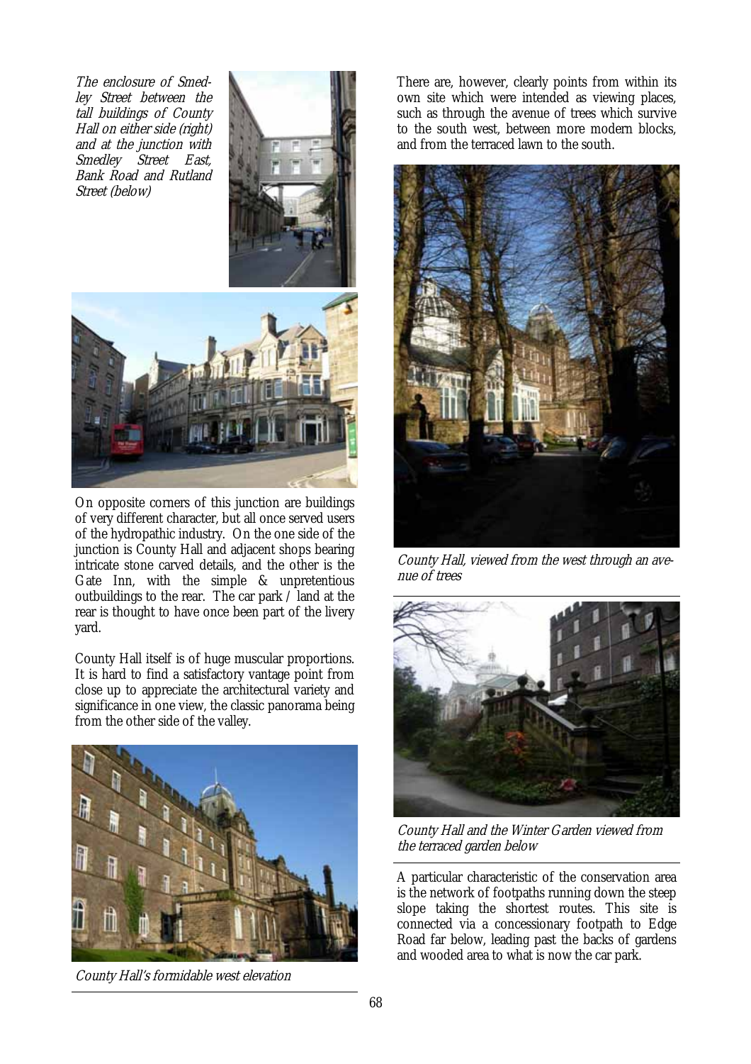*The enclosure of Smedley Street between the tall buildings of County Hall on either side (right) and at the junction with Smedley Street East, Bank Road and Rutland Street (below)*

On opposite corners of this junction are buildings of very different character, but all once served users of the hydropathic industry. On the one side of the junction is County Hall and adjacent shops bearing intricate stone carved details, and the other is the Gate Inn, with the simple & unpretentious outbuildings to the rear. The car park / land at the rear is thought to have once been part of the livery yard.

County Hall itself is of huge muscular proportions. It is hard to find a satisfactory vantage point from close up to appreciate the architectural variety and significance in one view, the classic panorama being from the other side of the valley.

*County Hall's formidable west elevation*

There are, however, clearly points from within its own site which were intended as viewing places, such as through the avenue of trees which survive to the south west, between more modern blocks, and from the terraced lawn to the south.

*County Hall, viewed from the west through an avenue of trees*

*County Hall and the Winter Garden viewed from the terraced garden below*

A particular characteristic of the conservation area is the network of footpaths running down the steep slope taking the shortest routes. This site is connected via a concessionary footpath to Edge Road far below, leading past the backs of gardens and wooded area to what is now the car park.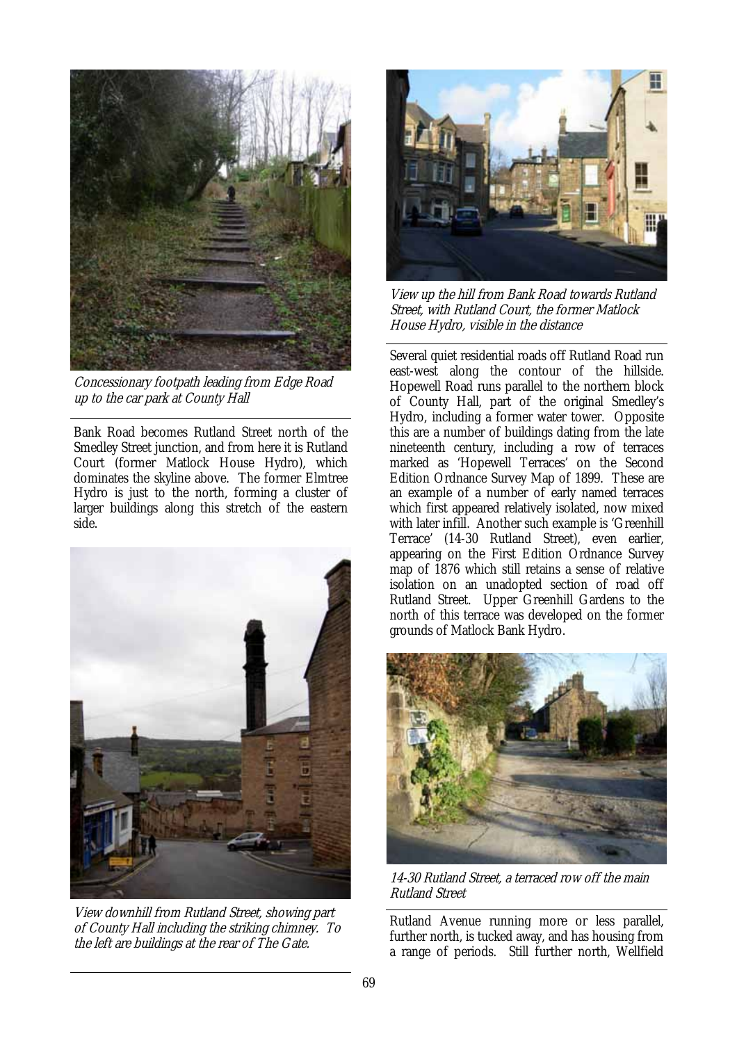*Concessionary footpath leading from Edge Road up to the car park at County Hall*

Bank Road becomes Rutland Street north of the Smedley Street junction, and from here it is Rutland Court (former Matlock House Hydro), which dominates the skyline above. The former Elmtree Hydro is just to the north, forming a cluster of larger buildings along this stretch of the eastern side.

*View downhill from Rutland Street, showing part of County Hall including the striking chimney. To the left are buildings at the rear of The Gate.*

*View up the hill from Bank Road towards Rutland Street, with Rutland Court, the former Matlock House Hydro, visible in the distance*

Several quiet residential roads off Rutland Road run east-west along the contour of the hillside. Hopewell Road runs parallel to the northern block of County Hall, part of the original Smedley's Hydro, including a former water tower. Opposite this are a number of buildings dating from the late nineteenth century, including a row of terraces marked as 'Hopewell Terraces' on the Second Edition Ordnance Survey Map of 1899. These are an example of a number of early named terraces which first appeared relatively isolated, now mixed with later infill. Another such example is 'Greenhill Terrace' (14-30 Rutland Street), even earlier, appearing on the First Edition Ordnance Survey map of 1876 which still retains a sense of relative isolation on an unadopted section of road off Rutland Street. Upper Greenhill Gardens to the north of this terrace was developed on the former grounds of Matlock Bank Hydro.

*14-30 Rutland Street, a terraced row off the main Rutland Street*

Rutland Avenue running more or less parallel, further north, is tucked away, and has housing from a range of periods. Still further north, Wellfield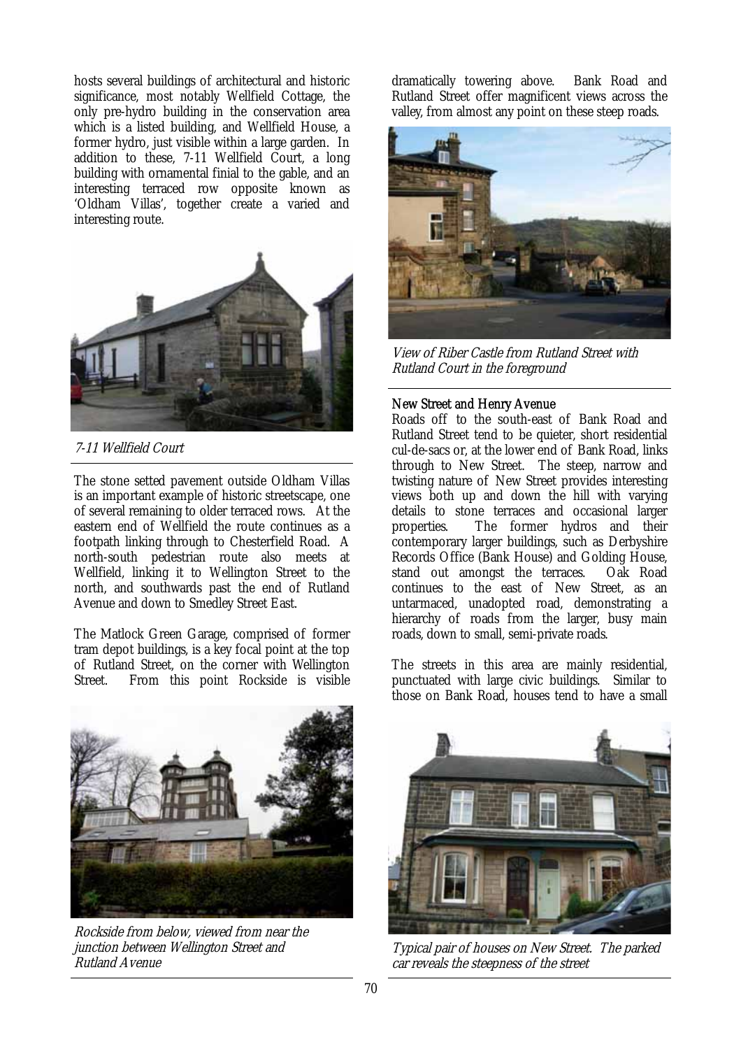hosts several buildings of architectural and historic significance, most notably Wellfield Cottage, the only pre-hydro building in the conservation area which is a listed building, and Wellfield House, a former hydro, just visible within a large garden. In addition to these, 7-11 Wellfield Court, a long building with ornamental finial to the gable, and an interesting terraced row opposite known as 'Oldham Villas', together create a varied and interesting route.

*7-11 Wellfield Court*

The stone setted pavement outside Oldham Villas is an important example of historic streetscape, one of several remaining to older terraced rows. At the eastern end of Wellfield the route continues as a footpath linking through to Chesterfield Road. A north-south pedestrian route also meets at Wellfield, linking it to Wellington Street to the north, and southwards past the end of Rutland Avenue and down to Smedley Street East.

The Matlock Green Garage, comprised of former tram depot buildings, is a key focal point at the top of Rutland Street, on the corner with Wellington Street. From this point Rockside is visible dramatically towering above. Bank Road and Rutland Street offer magnificent views across the valley, from almost any point on these steep roads.

*Rockside from below, viewed from near the junction between Wellington Street and Rutland Avenue*

*View of Riber Castle from Rutland Street with Rutland Court in the foreground*

### New Street and Henry Avenue

Roads off to the south-east of Bank Road and Rutland Street tend to be quieter, short residential cul-de-sacs or, at the lower end of Bank Road, links through to New Street. The steep, narrow and twisting nature of New Street provides interesting views both up and down the hill with varying details to stone terraces and occasional larger properties. The former hydros and their contemporary larger buildings, such as Derbyshire Records Office (Bank House) and Golding House, stand out amongst the terraces. Oak Road continues to the east of New Street, as an untarmaced, unadopted road, demonstrating a hierarchy of roads from the larger, busy main roads, down to small, semi-private roads.

The streets in this area are mainly residential, punctuated with large civic buildings. Similar to those on Bank Road, houses tend to have a small

*Typical pair of houses on New Street. The parked car reveals the steepness of the street*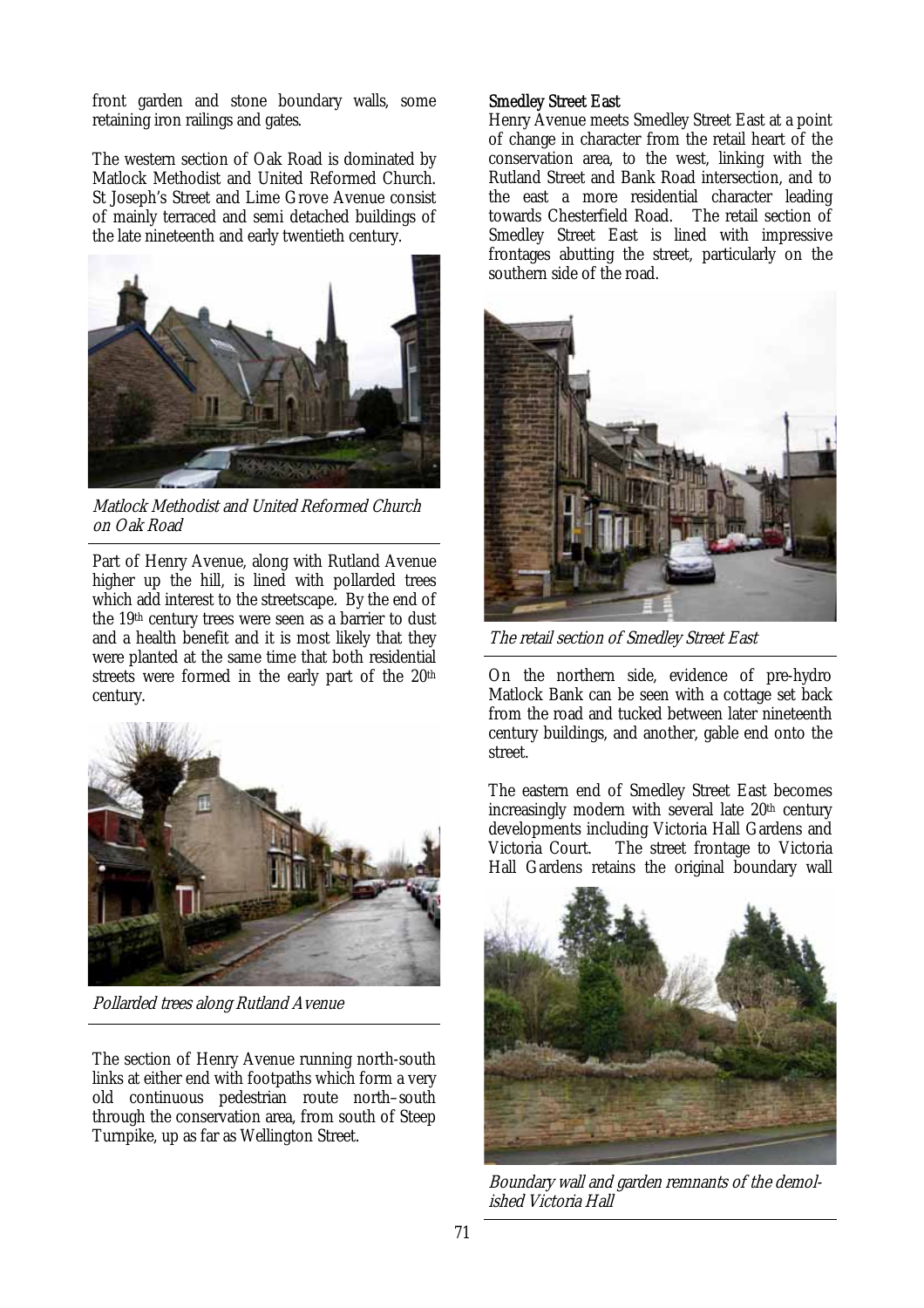front garden and stone boundary walls, some retaining iron railings and gates.

The western section of Oak Road is dominated by Matlock Methodist and United Reformed Church. St Joseph's Street and Lime Grove Avenue consist of mainly terraced and semi detached buildings of the late nineteenth and early twentieth century.

*Matlock Methodist and United Reformed Church on Oak Road*

Part of Henry Avenue, along with Rutland Avenue higher up the hill, is lined with pollarded trees which add interest to the streetscape. By the end of the 19th century trees were seen as a barrier to dust and a health benefit and it is most likely that they were planted at the same time that both residential streets were formed in the early part of the 20th century.

*Pollarded trees along Rutland Avenue*

The section of Henry Avenue running north-south links at either end with footpaths which form a very old continuous pedestrian route north–south through the conservation area, from south of Steep Turnpike, up as far as Wellington Street.

**Smedley Street East**

Henry Avenue meets Smedley Street East at a point of change in character from the retail heart of the conservation area, to the west, linking with the Rutland Street and Bank Road intersection, and to the east a more residential character leading towards Chesterfield Road. The retail section of Smedley Street East is lined with impressive frontages abutting the street, particularly on the southern side of the road.

*The retail section of Smedley Street East*

On the northern side, evidence of pre-hydro Matlock Bank can be seen with a cottage set back from the road and tucked between later nineteenth century buildings, and another, gable end onto the street.

The eastern end of Smedley Street East becomes increasingly modern with several late 20th century developments including Victoria Hall Gardens and Victoria Court. The street frontage to Victoria Hall Gardens retains the original boundary wall

*Boundary wall and garden remnants of the demolished Victoria Hall*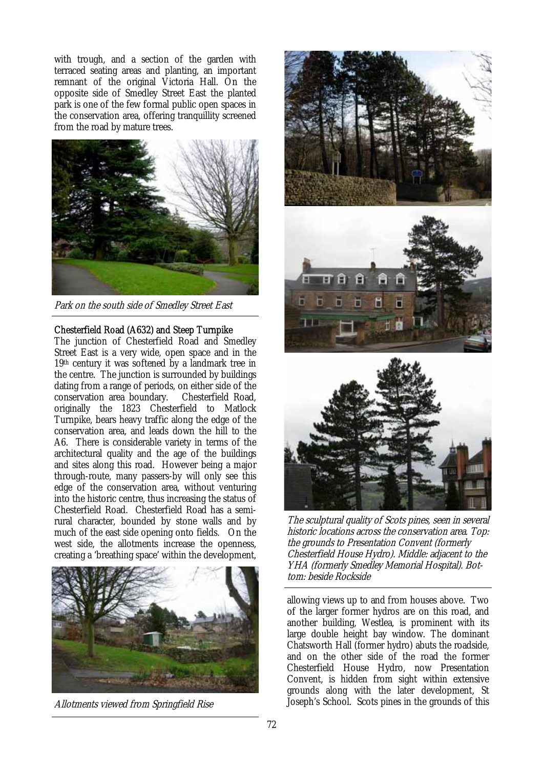with trough, and a section of the garden with terraced seating areas and planting, an important remnant of the original Victoria Hall. On the opposite side of Smedley Street East the planted park is one of the few formal public open spaces in the conservation area, offering tranquillity screened from the road by mature trees.

*Park on the south side of Smedley Street East*

### Chesterfield Road (A632) and Steep Turnpike

The junction of Chesterfield Road and Smedley Street East is a very wide, open space and in the 19th century it was softened by a landmark tree in the centre. The junction is surrounded by buildings dating from a range of periods, on either side of the conservation area boundary. Chesterfield Road, originally the 1823 Chesterfield to Matlock Turnpike, bears heavy traffic along the edge of the conservation area, and leads down the hill to the A6. There is considerable variety in terms of the architectural quality and the age of the buildings and sites along this road. However being a major through-route, many passers-by will only see this edge of the conservation area, without venturing into the historic centre, thus increasing the status of Chesterfield Road. Chesterfield Road has a semi-rural character, bounded by stone walls and by much of the east side opening onto fields. On the west side, the allotments increase the openness, creating a 'breathing space' within the development, allowing views up to and from houses above. Two of the larger former hydros are on this road, and another building, Westlea, is prominent with its large double height bay window. The dominant Chatsworth Hall (former hydro) abuts the roadside, and on the other side of the road the former Chesterfield House Hydro, now Presentation Convent, is hidden from sight within extensive grounds along with the later development, St Joseph's School. Scots pines in the grounds of this

*Allotments viewed from Springfield Rise*

*The sculptural quality of Scots pines, seen in several historic locations across the conservation area. Top: the grounds to Presentation Convent (formerly Chesterfield House Hydro). Middle: adjacent to the YHA (formerly Smedley Memorial Hospital). Bottom: beside Rockside*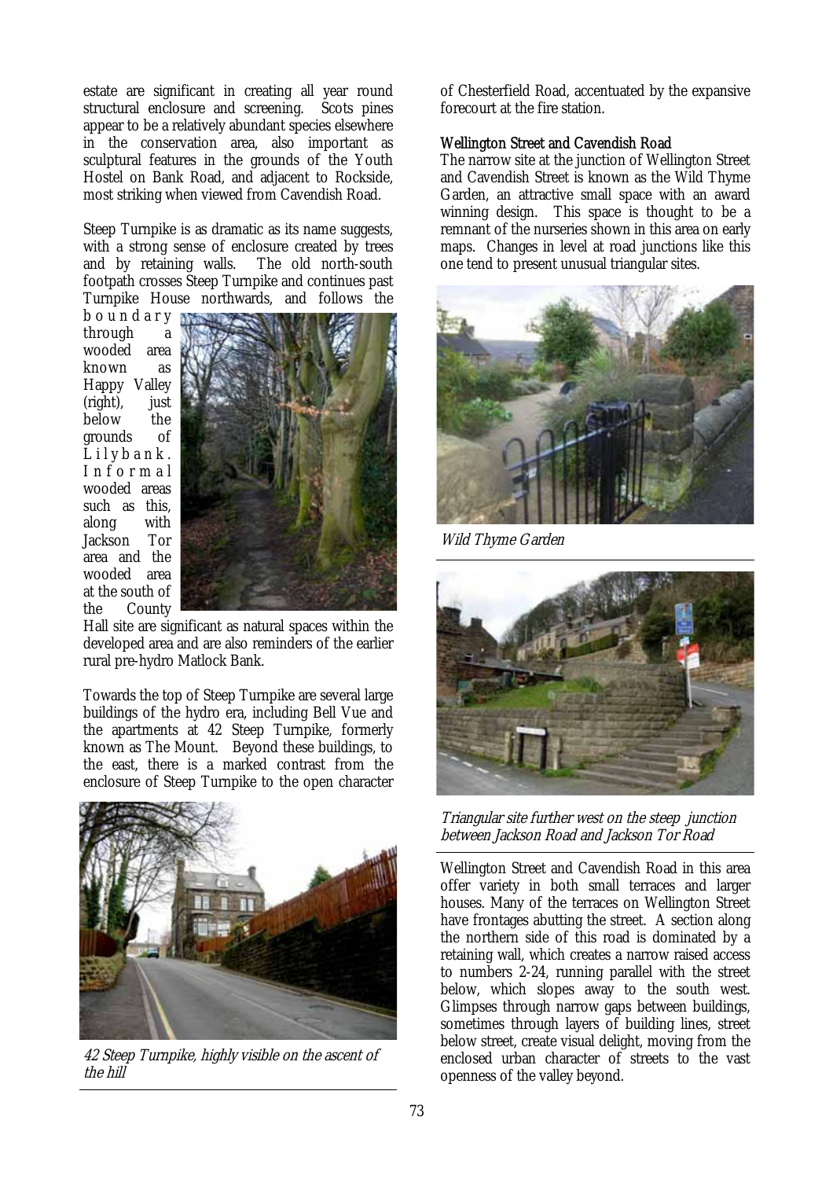estate are significant in creating all year round structural enclosure and screening. Scots pines appear to be a relatively abundant species elsewhere in the conservation area, also important as sculptural features in the grounds of the Youth Hostel on Bank Road, and adjacent to Rockside, most striking when viewed from Cavendish Road.

Steep Turnpike is as dramatic as its name suggests, with a strong sense of enclosure created by trees and by retaining walls. The old north-south footpath crosses Steep Turnpike and continues past Turnpike House northwards, and follows the boundary through a wooded area known as Happy Valley (right), just below the grounds of Lilybank. Informal wooded areas such as this, along with Jackson Tor area and the wooded area at the south of the County Hall site are significant as natural spaces within the developed area and are also reminders of the earlier rural pre-hydro Matlock Bank.

Towards the top of Steep Turnpike are several large buildings of the hydro era, including Bell Vue and the apartments at 42 Steep Turnpike, formerly known as The Mount. Beyond these buildings, to the east, there is a marked contrast from the enclosure of Steep Turnpike to the open character of Chesterfield Road, accentuated by the expansive forecourt at the fire station.

*42 Steep Turnpike, highly visible on the ascent of the hill*

### Wellington Street and Cavendish Road

The narrow site at the junction of Wellington Street and Cavendish Street is known as the Wild Thyme Garden, an attractive small space with an award winning design. This space is thought to be a remnant of the nurseries shown in this area on early maps. Changes in level at road junctions like this one tend to present unusual triangular sites.

*Wild Thyme Garden*

*Triangular site further west on the steep junction between Jackson Road and Jackson Tor Road*

Wellington Street and Cavendish Road in this area offer variety in both small terraces and larger houses. Many of the terraces on Wellington Street have frontages abutting the street. A section along the northern side of this road is dominated by a retaining wall, which creates a narrow raised access to numbers 2-24, running parallel with the street below, which slopes away to the south west. Glimpses through narrow gaps between buildings, sometimes through layers of building lines, street below street, create visual delight, moving from the enclosed urban character of streets to the vast openness of the valley beyond.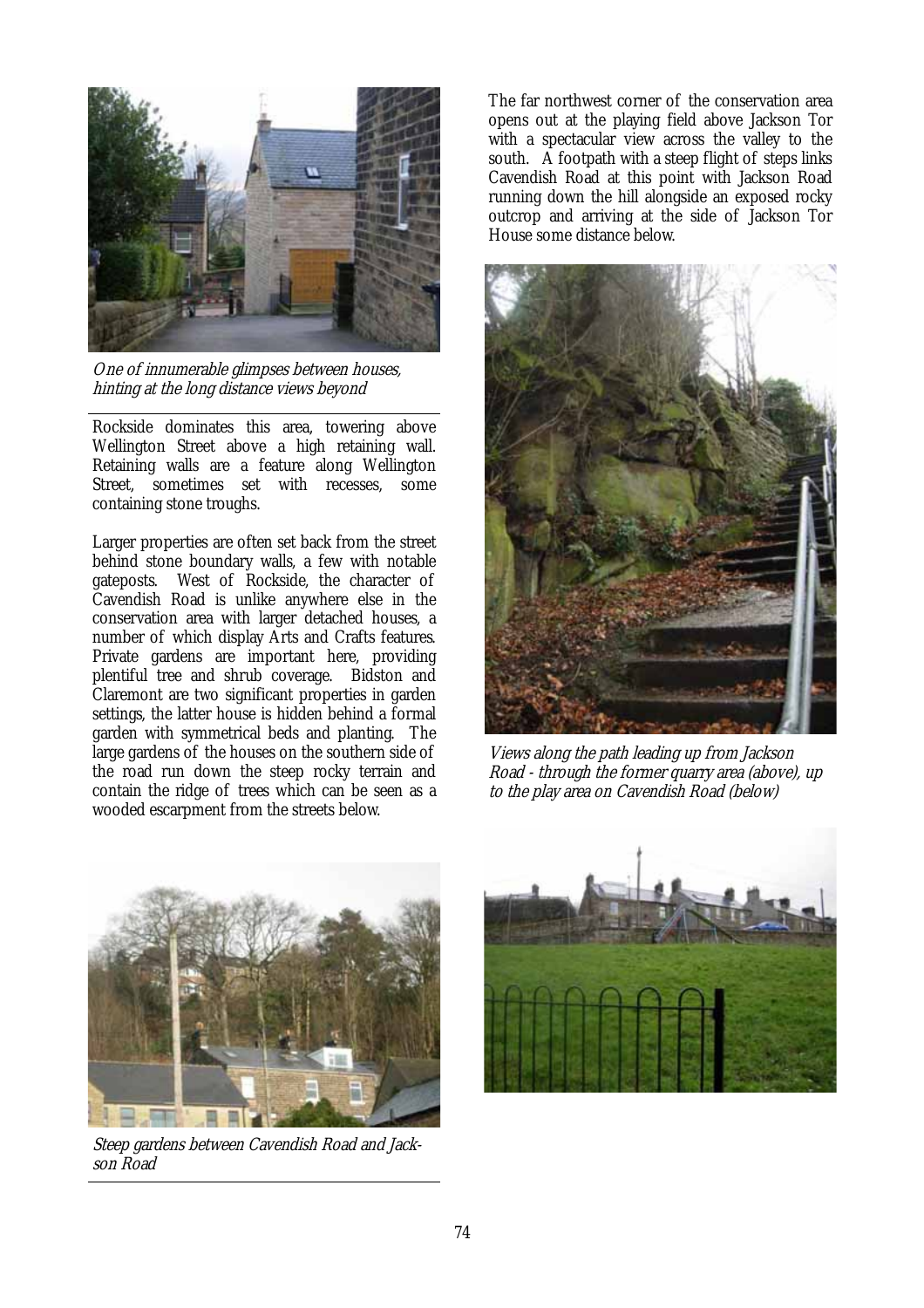*One of innumerable glimpses between houses, hinting at the long distance views beyond*

Rockside dominates this area, towering above Wellington Street above a high retaining wall. Retaining walls are a feature along Wellington Street, sometimes set with recesses, some containing stone troughs.

Larger properties are often set back from the street behind stone boundary walls, a few with notable gateposts. West of Rockside, the character of Cavendish Road is unlike anywhere else in the conservation area with larger detached houses, a number of which display Arts and Crafts features. Private gardens are important here, providing plentiful tree and shrub coverage. Bidston and Claremont are two significant properties in garden settings, the latter house is hidden behind a formal garden with symmetrical beds and planting. The large gardens of the houses on the southern side of the road run down the steep rocky terrain and contain the ridge of trees which can be seen as a wooded escarpment from the streets below.

*Steep gardens between Cavendish Road and Jackson Road*

The far northwest corner of the conservation area opens out at the playing field above Jackson Tor with a spectacular view across the valley to the south. A footpath with a steep flight of steps links Cavendish Road at this point with Jackson Road running down the hill alongside an exposed rocky outcrop and arriving at the side of Jackson Tor House some distance below.

*Views along the path leading up from Jackson Road - through the former quarry area (above), up to the play area on Cavendish Road (below)*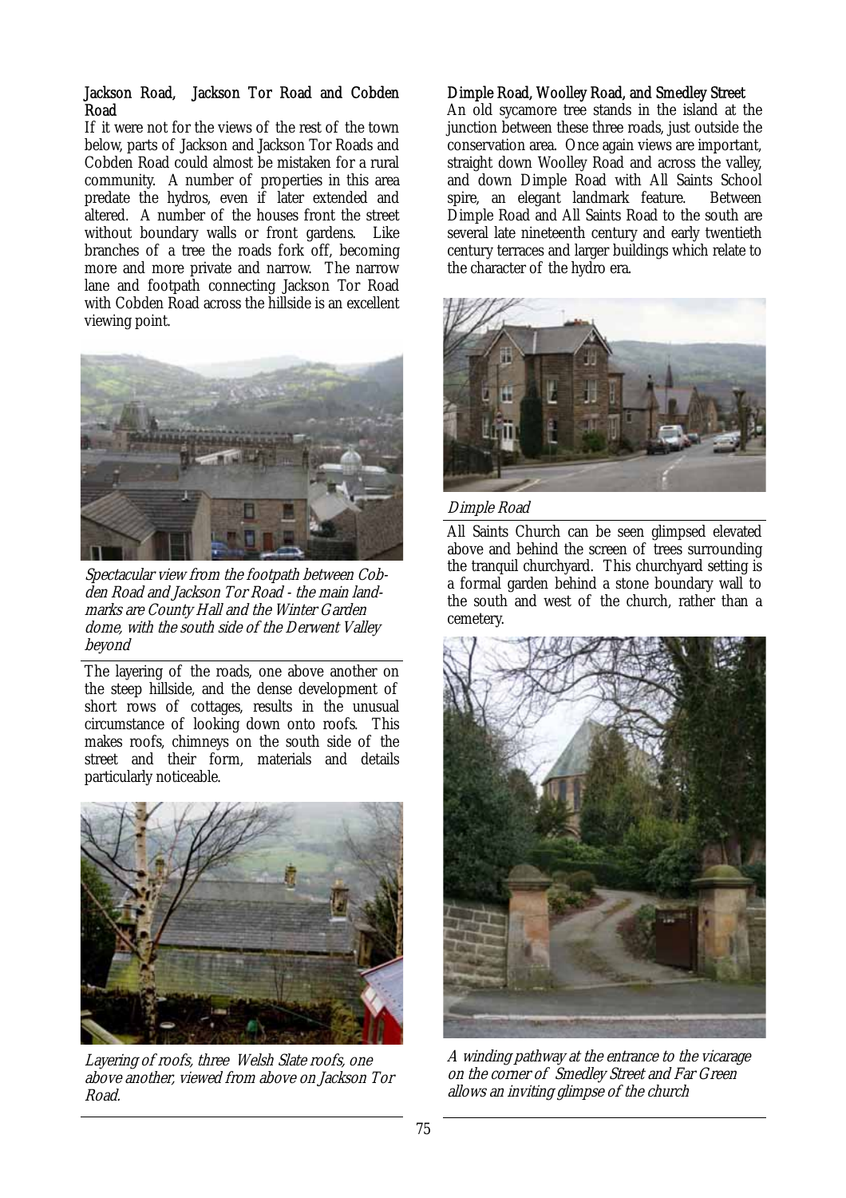### Jackson Road, Jackson Tor Road and Cobden Road

If it were not for the views of the rest of the town below, parts of Jackson and Jackson Tor Roads and Cobden Road could almost be mistaken for a rural community. A number of properties in this area predate the hydros, even if later extended and altered. A number of the houses front the street without boundary walls or front gardens. Like branches of a tree the roads fork off, becoming more and more private and narrow. The narrow lane and footpath connecting Jackson Tor Road with Cobden Road across the hillside is an excellent viewing point.

*Spectacular view from the footpath between Cobden Road and Jackson Tor Road - the main landmarks are County Hall and the Winter Garden dome, with the south side of the Derwent Valley beyond*

The layering of the roads, one above another on the steep hillside, and the dense development of short rows of cottages, results in the unusual circumstance of looking down onto roofs. This makes roofs, chimneys on the south side of the street and their form, materials and details particularly noticeable.

*Layering of roofs, three Welsh Slate roofs, one above another, viewed from above on Jackson Tor Road.*

### Dimple Road, Woolley Road, and Smedley Street

An old sycamore tree stands in the island at the junction between these three roads, just outside the conservation area. Once again views are important, straight down Woolley Road and across the valley, and down Dimple Road with All Saints School spire, an elegant landmark feature. Between Dimple Road and All Saints Road to the south are several late nineteenth century and early twentieth century terraces and larger buildings which relate to the character of the hydro era.

*Dimple Road*

All Saints Church can be seen glimpsed elevated above and behind the screen of trees surrounding the tranquil churchyard. This churchyard setting is a formal garden behind a stone boundary wall to the south and west of the church, rather than a cemetery.

*A winding pathway at the entrance to the vicarage on the corner of Smedley Street and Far Green allows an inviting glimpse of the church*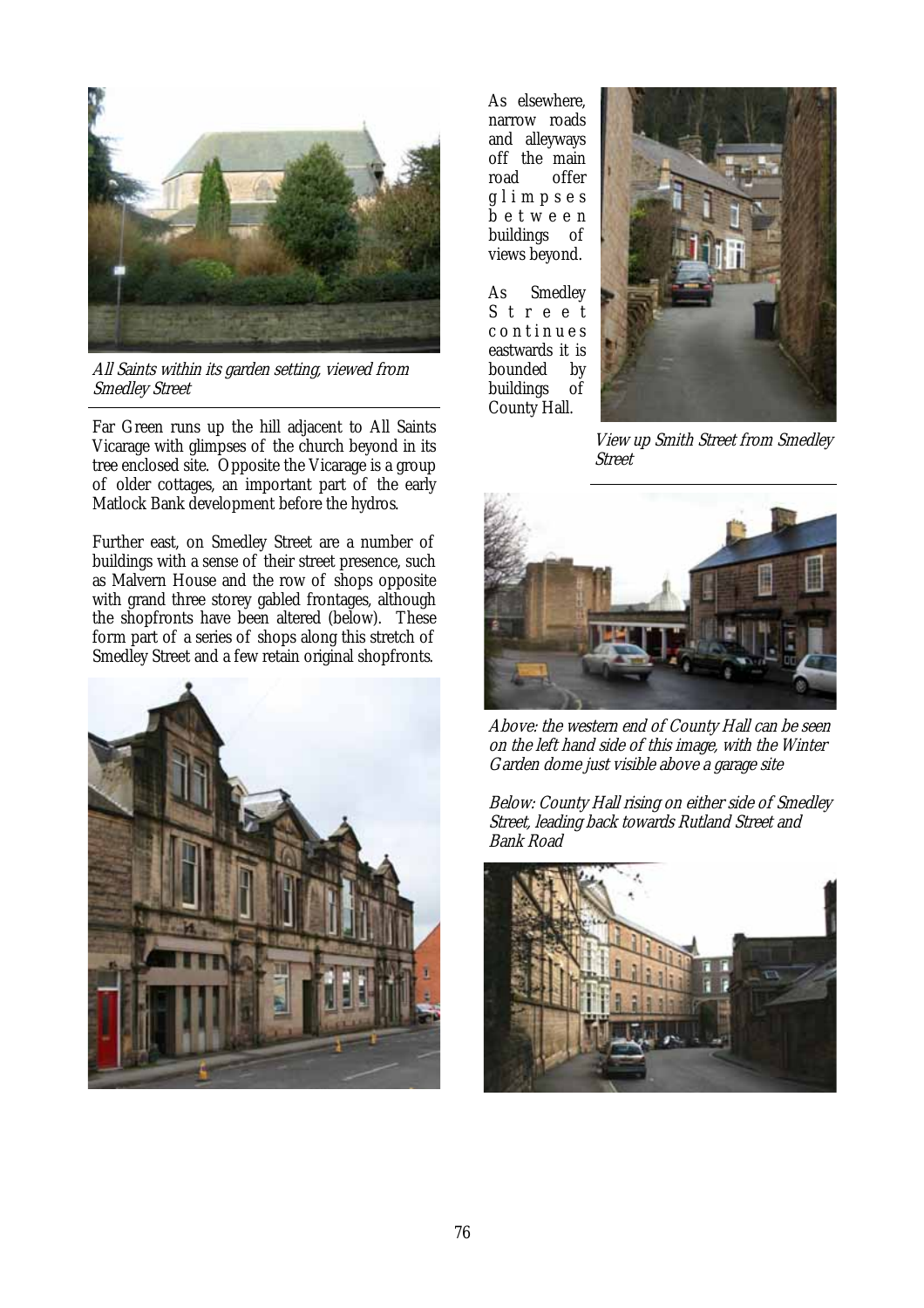*All Saints within its garden setting, viewed from Smedley Street*

Far Green runs up the hill adjacent to All Saints Vicarage with glimpses of the church beyond in its tree enclosed site. Opposite the Vicarage is a group of older cottages, an important part of the early Matlock Bank development before the hydros.

Further east, on Smedley Street are a number of buildings with a sense of their street presence, such as Malvern House and the row of shops opposite with grand three storey gabled frontages, although the shopfronts have been altered (below). These form part of a series of shops along this stretch of Smedley Street and a few retain original shopfronts.

As elsewhere, narrow roads and alleyways off the main road offer glimpses between buildings of views beyond.

As Smedley Street continues eastwards it is bounded by buildings of County Hall.

*View up Smith Street from Smedley Street*

*Above: the western end of County Hall can be seen on the left hand side of this image, with the Winter Garden dome just visible above a garage site*

*Below: County Hall rising on either side of Smedley Street, leading back towards Rutland Street and Bank Road*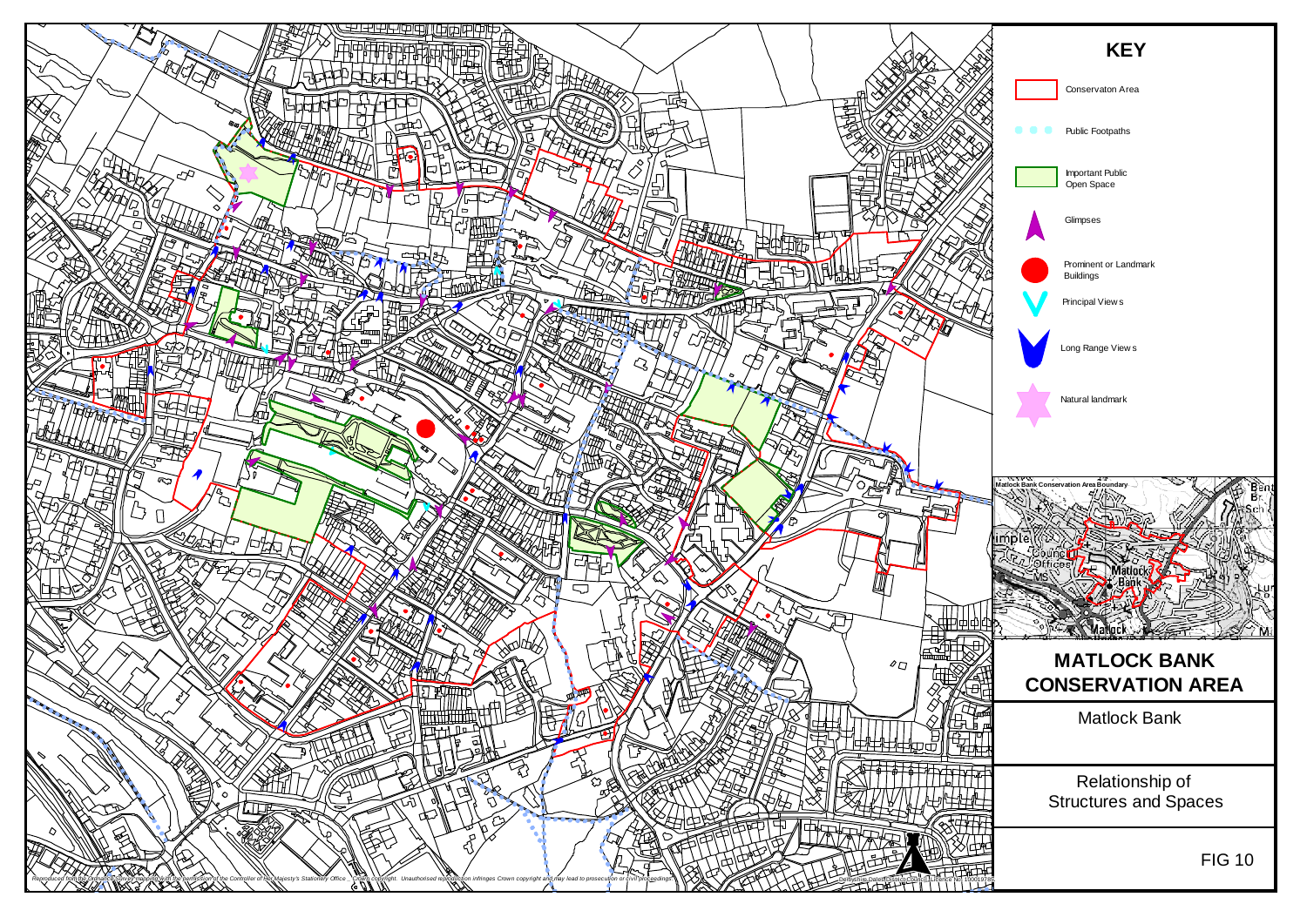## KEY

Conservaton Area

Public Footpaths

Important Public Open Space

Glimpses

Prominent or Landmark Buildings

Principal Views

Long Range Views

Natural landmark

Matlock Bank Conservation Area Boundary

# MATLOCK BANK CONSERVATION AREA

Matlock Bank

Relationship of Structures and Spaces

FIG 10

Reproduced from the Ordnance Survey mapping with the permission of the Controller of Her Majesty's Stationery Office © Crown copyright. Unauthorised reproduction infringes Crown copyright and may lead to prosecution or civil proceedings.

Derbyshire Dales District Council Licence No. 100019785